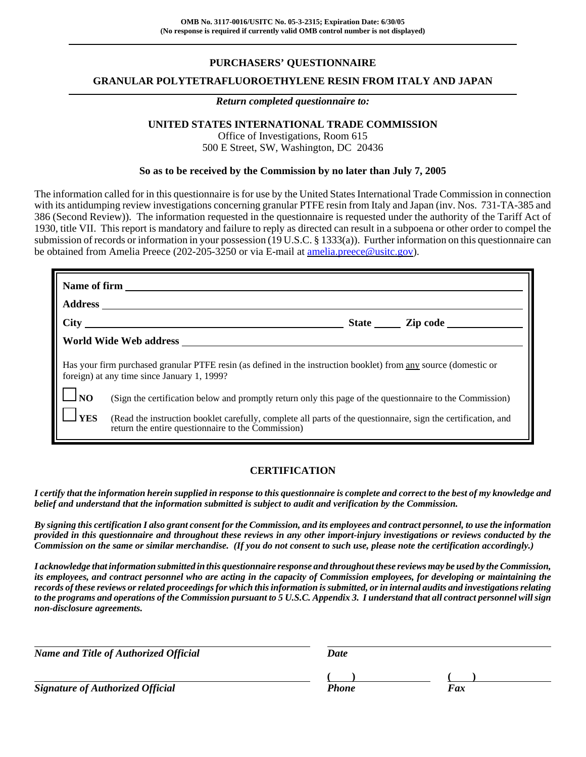**OMB No. 3117-0016/USITC No. 05-3-2315; Expiration Date: 6/30/05**
**(No response is required if currently valid OMB control number is not displayed)**

# PURCHASERS' QUESTIONNAIRE

## GRANULAR POLYTETRAFLUOROETHYLENE RESIN FROM ITALY AND JAPAN

***Return completed questionnaire to:***

**UNITED STATES INTERNATIONAL TRADE COMMISSION**
Office of Investigations, Room 615
500 E Street, SW, Washington, DC 20436

**So as to be received by the Commission by no later than July 7, 2005**

The information called for in this questionnaire is for use by the United States International Trade Commission in connection with its antidumping review investigations concerning granular PTFE resin from Italy and Japan (inv. Nos. 731-TA-385 and 386 (Second Review)). The information requested in the questionnaire is requested under the authority of the Tariff Act of 1930, title VII. This report is mandatory and failure to reply as directed can result in a subpoena or other order to compel the submission of records or information in your possession (19 U.S.C. § 1333(a)). Further information on this questionnaire can be obtained from Amelia Preece (202-205-3250 or via E-mail at amelia.preece@usitc.gov).

**Name of firm** ______________________________

**Address** ______________________________

**City** ______________________ **State** _____ **Zip code** __________

**World Wide Web address** ______________________________

Has your firm purchased granular PTFE resin (as defined in the instruction booklet) from any source (domestic or foreign) at any time since January 1, 1999?

☐ **NO** (Sign the certification below and promptly return only this page of the questionnaire to the Commission)

☐ **YES** (Read the instruction booklet carefully, complete all parts of the questionnaire, sign the certification, and return the entire questionnaire to the Commission)

## CERTIFICATION

***I certify that the information herein supplied in response to this questionnaire is complete and correct to the best of my knowledge and belief and understand that the information submitted is subject to audit and verification by the Commission.***

***By signing this certification I also grant consent for the Commission, and its employees and contract personnel, to use the information provided in this questionnaire and throughout these reviews in any other import-injury investigations or reviews conducted by the Commission on the same or similar merchandise. (If you do not consent to such use, please note the certification accordingly.)***

***I acknowledge that information submitted in this questionnaire response and throughout these reviews may be used by the Commission, its employees, and contract personnel who are acting in the capacity of Commission employees, for developing or maintaining the records of these reviews or related proceedings for which this information is submitted, or in internal audits and investigations relating to the programs and operations of the Commission pursuant to 5 U.S.C. Appendix 3. I understand that all contract personnel will sign non-disclosure agreements.***

______________________________ ______________________________
***Name and Title of Authorized Official*** ***Date***

______________________________ ( ) __________ ( ) __________
***Signature of Authorized Official*** ***Phone*** ***Fax***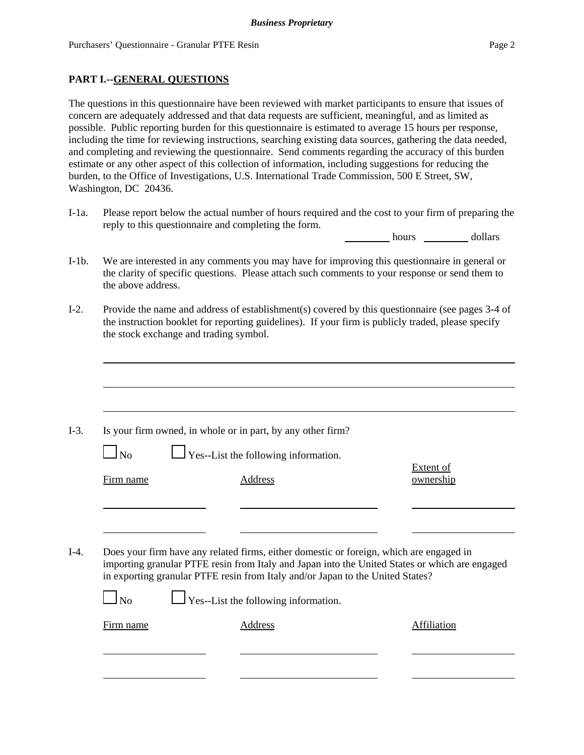## PART I.--GENERAL QUESTIONS

The questions in this questionnaire have been reviewed with market participants to ensure that issues of concern are adequately addressed and that data requests are sufficient, meaningful, and as limited as possible. Public reporting burden for this questionnaire is estimated to average 15 hours per response, including the time for reviewing instructions, searching existing data sources, gathering the data needed, and completing and reviewing the questionnaire. Send comments regarding the accuracy of this burden estimate or any other aspect of this collection of information, including suggestions for reducing the burden, to the Office of Investigations, U.S. International Trade Commission, 500 E Street, SW, Washington, DC 20436.

I-1a. Please report below the actual number of hours required and the cost to your firm of preparing the reply to this questionnaire and completing the form.

_________ hours _________ dollars

I-1b. We are interested in any comments you may have for improving this questionnaire in general or the clarity of specific questions. Please attach such comments to your response or send them to the above address.

I-2. Provide the name and address of establishment(s) covered by this questionnaire (see pages 3-4 of the instruction booklet for reporting guidelines). If your firm is publicly traded, please specify the stock exchange and trading symbol.

______________________________________________________________________

______________________________________________________________________

______________________________________________________________________

I-3. Is your firm owned, in whole or in part, by any other firm?

☐ No ☐ Yes--List the following information.

| Firm name | Address | Extent of ownership |
|---|---|---|
| | | |
| | | |

I-4. Does your firm have any related firms, either domestic or foreign, which are engaged in importing granular PTFE resin from Italy and Japan into the United States or which are engaged in exporting granular PTFE resin from Italy and/or Japan to the United States?

☐ No ☐ Yes--List the following information.

| Firm name | Address | Affiliation |
|---|---|---|
| | | |
| | | |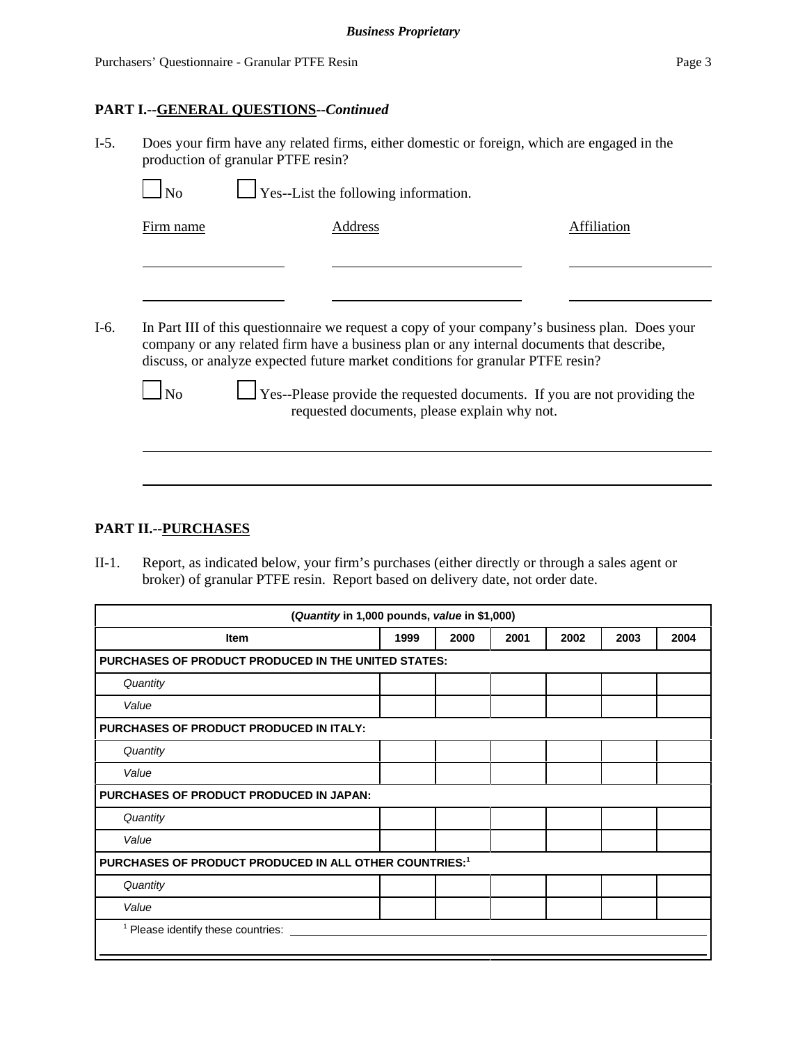## PART I.--GENERAL QUESTIONS--*Continued*

I-5. Does your firm have any related firms, either domestic or foreign, which are engaged in the production of granular PTFE resin?

☐ No ☐ Yes--List the following information.

| Firm name | Address | Affiliation |
|---|---|---|
| | | |
| | | |

I-6. In Part III of this questionnaire we request a copy of your company's business plan. Does your company or any related firm have a business plan or any internal documents that describe, discuss, or analyze expected future market conditions for granular PTFE resin?

☐ No ☐ Yes--Please provide the requested documents. If you are not providing the requested documents, please explain why not.

______________________________________________________________________

______________________________________________________________________

## PART II.--PURCHASES

II-1. Report, as indicated below, your firm's purchases (either directly or through a sales agent or broker) of granular PTFE resin. Report based on delivery date, not order date.

| (*Quantity* in 1,000 pounds, *value* in $1,000) | | | | | | |
|---|---|---|---|---|---|---|
| **Item** | **1999** | **2000** | **2001** | **2002** | **2003** | **2004** |
| **PURCHASES OF PRODUCT PRODUCED IN THE UNITED STATES:** | | | | | | |
| *Quantity* | | | | | | |
| *Value* | | | | | | |
| **PURCHASES OF PRODUCT PRODUCED IN ITALY:** | | | | | | |
| *Quantity* | | | | | | |
| *Value* | | | | | | |
| **PURCHASES OF PRODUCT PRODUCED IN JAPAN:** | | | | | | |
| *Quantity* | | | | | | |
| *Value* | | | | | | |
| **PURCHASES OF PRODUCT PRODUCED IN ALL OTHER COUNTRIES:**[1] | | | | | | |
| *Quantity* | | | | | | |
| *Value* | | | | | | |

[1] Please identify these countries: ______________________________________________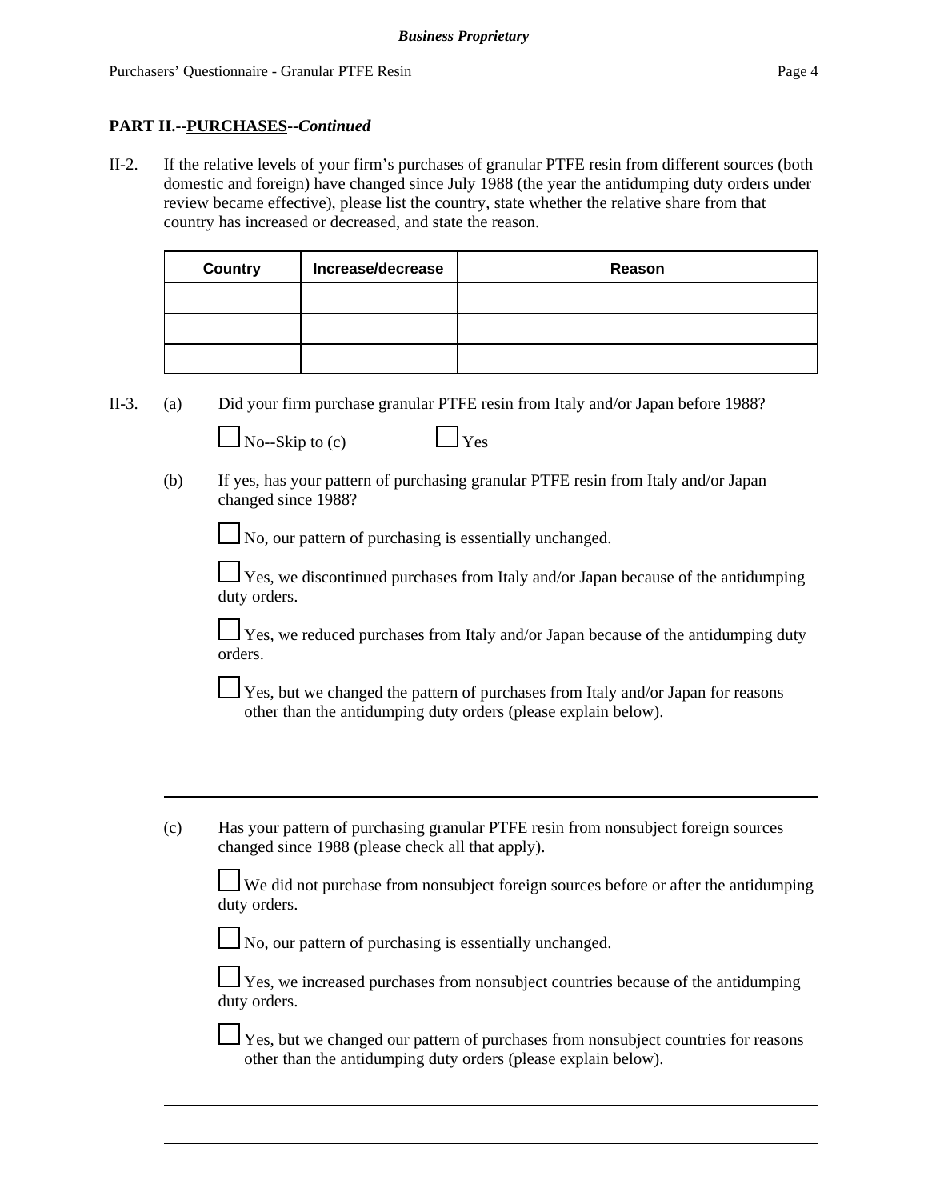**PART II.--PURCHASES--*Continued***

II-2. If the relative levels of your firm's purchases of granular PTFE resin from different sources (both domestic and foreign) have changed since July 1988 (the year the antidumping duty orders under review became effective), please list the country, state whether the relative share from that country has increased or decreased, and state the reason.

| Country | Increase/decrease | Reason |
|---|---|---|
| | | |
| | | |
| | | |

II-3. (a) Did your firm purchase granular PTFE resin from Italy and/or Japan before 1988?

☐ No--Skip to (c) ☐ Yes

(b) If yes, has your pattern of purchasing granular PTFE resin from Italy and/or Japan changed since 1988?

☐ No, our pattern of purchasing is essentially unchanged.

☐ Yes, we discontinued purchases from Italy and/or Japan because of the antidumping duty orders.

☐ Yes, we reduced purchases from Italy and/or Japan because of the antidumping duty orders.

☐ Yes, but we changed the pattern of purchases from Italy and/or Japan for reasons other than the antidumping duty orders (please explain below).

______________________________________________________________________

______________________________________________________________________

(c) Has your pattern of purchasing granular PTFE resin from nonsubject foreign sources changed since 1988 (please check all that apply).

☐ We did not purchase from nonsubject foreign sources before or after the antidumping duty orders.

☐ No, our pattern of purchasing is essentially unchanged.

☐ Yes, we increased purchases from nonsubject countries because of the antidumping duty orders.

☐ Yes, but we changed our pattern of purchases from nonsubject countries for reasons other than the antidumping duty orders (please explain below).

______________________________________________________________________

______________________________________________________________________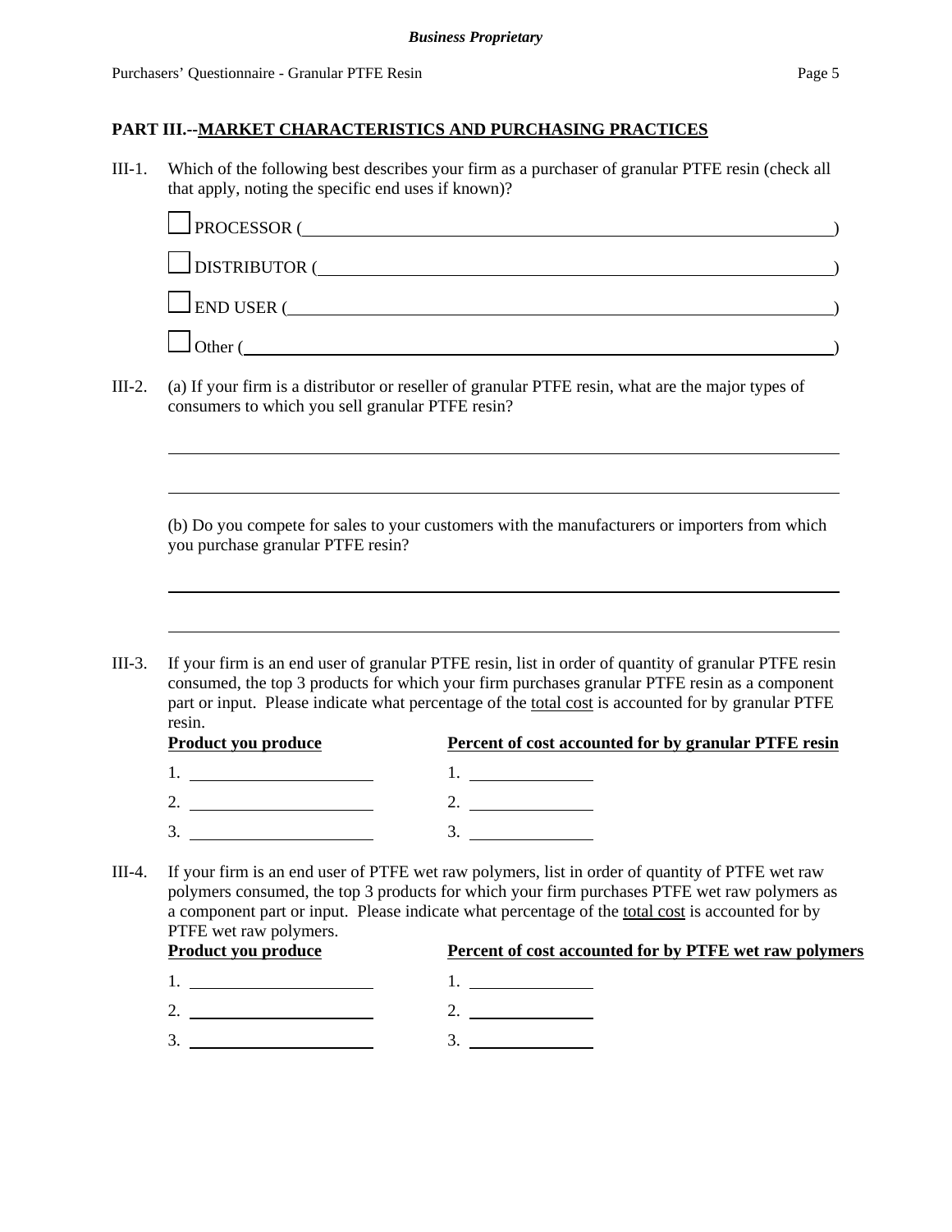**PART III.--MARKET CHARACTERISTICS AND PURCHASING PRACTICES**

III-1. Which of the following best describes your firm as a purchaser of granular PTFE resin (check all that apply, noting the specific end uses if known)?

☐ PROCESSOR (______________________________________________)

☐ DISTRIBUTOR (____________________________________________)

☐ END USER (_______________________________________________)

☐ Other (__________________________________________________)

III-2. (a) If your firm is a distributor or reseller of granular PTFE resin, what are the major types of consumers to which you sell granular PTFE resin?

______________________________________________________________

______________________________________________________________

(b) Do you compete for sales to your customers with the manufacturers or importers from which you purchase granular PTFE resin?

______________________________________________________________

______________________________________________________________

III-3. If your firm is an end user of granular PTFE resin, list in order of quantity of granular PTFE resin consumed, the top 3 products for which your firm purchases granular PTFE resin as a component part or input. Please indicate what percentage of the total cost is accounted for by granular PTFE resin.

| Product you produce | Percent of cost accounted for by granular PTFE resin |
|---|---|
| 1. ____________ | 1. ____________ |
| 2. ____________ | 2. ____________ |
| 3. ____________ | 3. ____________ |

III-4. If your firm is an end user of PTFE wet raw polymers, list in order of quantity of PTFE wet raw polymers consumed, the top 3 products for which your firm purchases PTFE wet raw polymers as a component part or input. Please indicate what percentage of the total cost is accounted for by PTFE wet raw polymers.

| Product you produce | Percent of cost accounted for by PTFE wet raw polymers |
|---|---|
| 1. ____________ | 1. ____________ |
| 2. ____________ | 2. ____________ |
| 3. ____________ | 3. ____________ |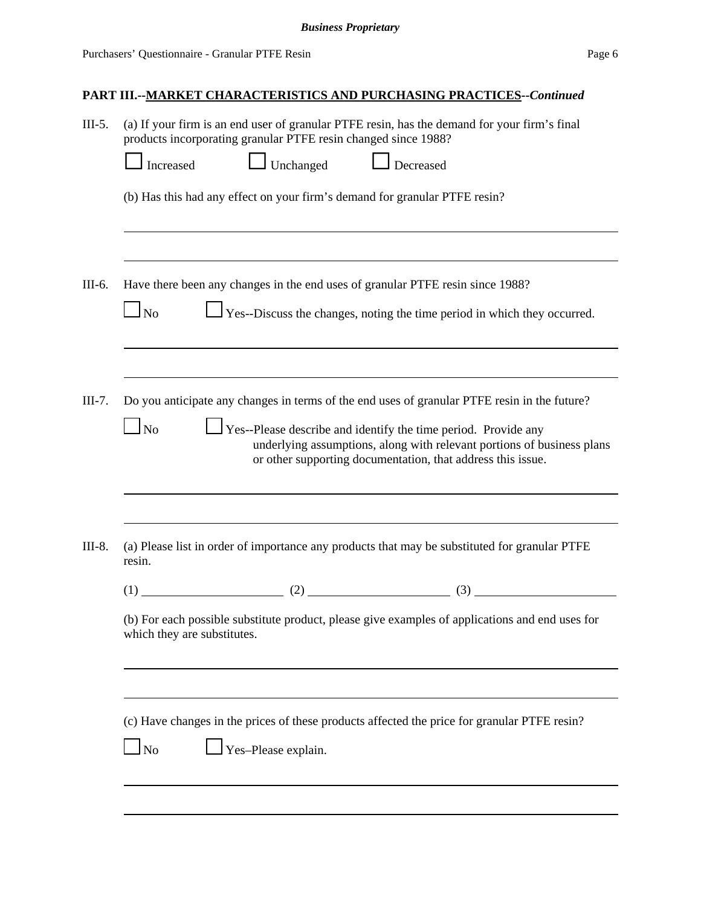## PART III.--MARKET CHARACTERISTICS AND PURCHASING PRACTICES--*Continued*

III-5. (a) If your firm is an end user of granular PTFE resin, has the demand for your firm's final products incorporating granular PTFE resin changed since 1988?

☐ Increased ☐ Unchanged ☐ Decreased

(b) Has this had any effect on your firm's demand for granular PTFE resin?

\_\_\_\_\_\_\_\_\_\_\_\_\_\_\_\_\_\_\_\_\_\_\_\_\_\_\_\_\_\_\_\_\_\_\_\_\_\_\_\_\_\_\_\_\_\_\_\_\_\_\_\_\_\_\_\_\_\_\_\_

\_\_\_\_\_\_\_\_\_\_\_\_\_\_\_\_\_\_\_\_\_\_\_\_\_\_\_\_\_\_\_\_\_\_\_\_\_\_\_\_\_\_\_\_\_\_\_\_\_\_\_\_\_\_\_\_\_\_\_\_

III-6. Have there been any changes in the end uses of granular PTFE resin since 1988?

☐ No ☐ Yes--Discuss the changes, noting the time period in which they occurred.

\_\_\_\_\_\_\_\_\_\_\_\_\_\_\_\_\_\_\_\_\_\_\_\_\_\_\_\_\_\_\_\_\_\_\_\_\_\_\_\_\_\_\_\_\_\_\_\_\_\_\_\_\_\_\_\_\_\_\_\_

\_\_\_\_\_\_\_\_\_\_\_\_\_\_\_\_\_\_\_\_\_\_\_\_\_\_\_\_\_\_\_\_\_\_\_\_\_\_\_\_\_\_\_\_\_\_\_\_\_\_\_\_\_\_\_\_\_\_\_\_

III-7. Do you anticipate any changes in terms of the end uses of granular PTFE resin in the future?

☐ No ☐ Yes--Please describe and identify the time period. Provide any underlying assumptions, along with relevant portions of business plans or other supporting documentation, that address this issue.

\_\_\_\_\_\_\_\_\_\_\_\_\_\_\_\_\_\_\_\_\_\_\_\_\_\_\_\_\_\_\_\_\_\_\_\_\_\_\_\_\_\_\_\_\_\_\_\_\_\_\_\_\_\_\_\_\_\_\_\_

\_\_\_\_\_\_\_\_\_\_\_\_\_\_\_\_\_\_\_\_\_\_\_\_\_\_\_\_\_\_\_\_\_\_\_\_\_\_\_\_\_\_\_\_\_\_\_\_\_\_\_\_\_\_\_\_\_\_\_\_

III-8. (a) Please list in order of importance any products that may be substituted for granular PTFE resin.

(1) \_\_\_\_\_\_\_\_\_\_\_\_\_\_\_\_\_\_\_\_ (2) \_\_\_\_\_\_\_\_\_\_\_\_\_\_\_\_\_\_\_\_ (3) \_\_\_\_\_\_\_\_\_\_\_\_\_\_\_\_\_\_\_\_

(b) For each possible substitute product, please give examples of applications and end uses for which they are substitutes.

\_\_\_\_\_\_\_\_\_\_\_\_\_\_\_\_\_\_\_\_\_\_\_\_\_\_\_\_\_\_\_\_\_\_\_\_\_\_\_\_\_\_\_\_\_\_\_\_\_\_\_\_\_\_\_\_\_\_\_\_

\_\_\_\_\_\_\_\_\_\_\_\_\_\_\_\_\_\_\_\_\_\_\_\_\_\_\_\_\_\_\_\_\_\_\_\_\_\_\_\_\_\_\_\_\_\_\_\_\_\_\_\_\_\_\_\_\_\_\_\_

(c) Have changes in the prices of these products affected the price for granular PTFE resin?

☐ No ☐ Yes–Please explain.

\_\_\_\_\_\_\_\_\_\_\_\_\_\_\_\_\_\_\_\_\_\_\_\_\_\_\_\_\_\_\_\_\_\_\_\_\_\_\_\_\_\_\_\_\_\_\_\_\_\_\_\_\_\_\_\_\_\_\_\_

\_\_\_\_\_\_\_\_\_\_\_\_\_\_\_\_\_\_\_\_\_\_\_\_\_\_\_\_\_\_\_\_\_\_\_\_\_\_\_\_\_\_\_\_\_\_\_\_\_\_\_\_\_\_\_\_\_\_\_\_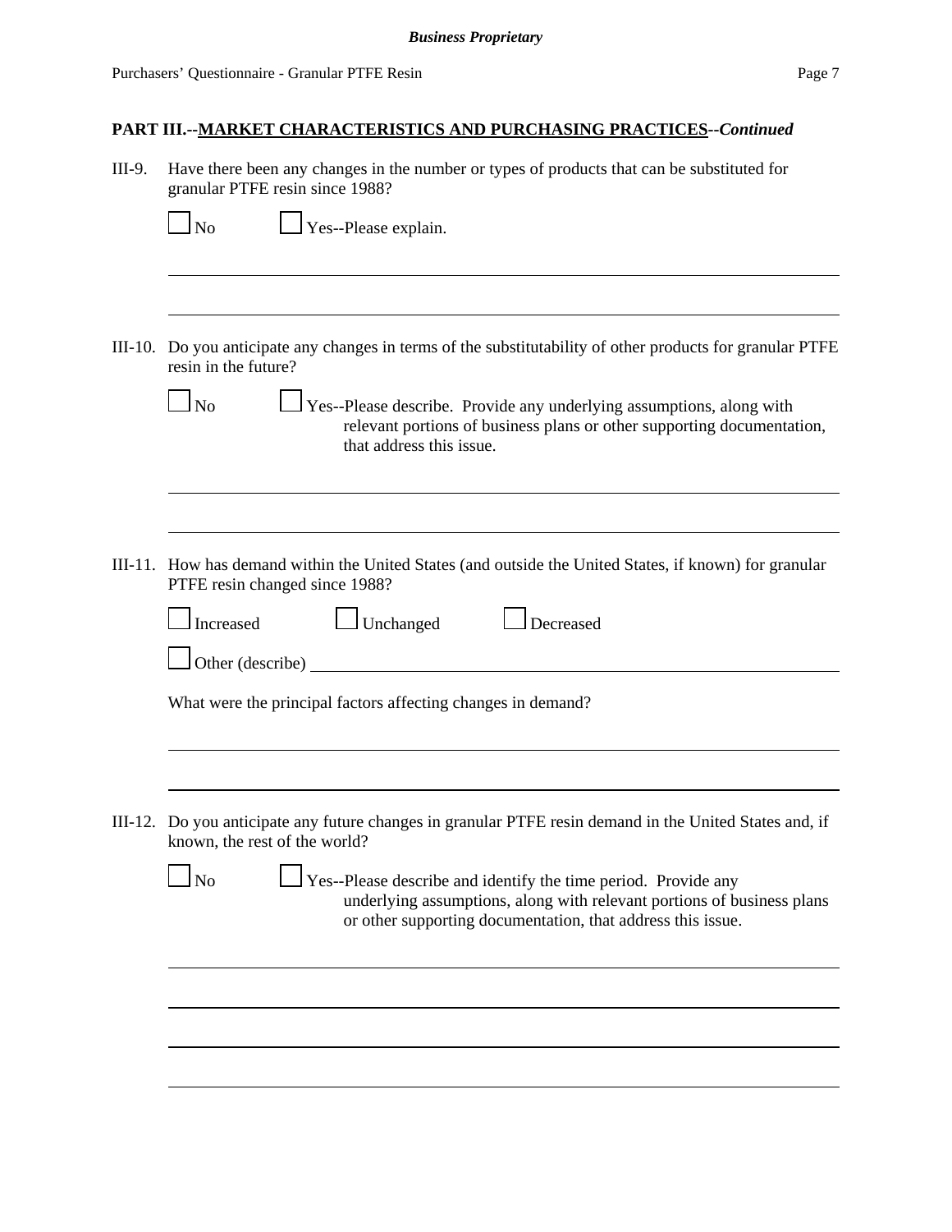## PART III.--MARKET CHARACTERISTICS AND PURCHASING PRACTICES--*Continued*

III-9. Have there been any changes in the number or types of products that can be substituted for granular PTFE resin since 1988?

☐ No ☐ Yes--Please explain.

\_\_\_\_\_\_\_\_\_\_\_\_\_\_\_\_\_\_\_\_\_\_\_\_\_\_\_\_\_\_\_\_\_\_\_\_\_\_\_\_\_\_\_\_\_\_\_\_\_\_\_\_\_\_\_\_\_\_\_\_\_\_\_\_\_\_\_\_\_\_

\_\_\_\_\_\_\_\_\_\_\_\_\_\_\_\_\_\_\_\_\_\_\_\_\_\_\_\_\_\_\_\_\_\_\_\_\_\_\_\_\_\_\_\_\_\_\_\_\_\_\_\_\_\_\_\_\_\_\_\_\_\_\_\_\_\_\_\_\_\_

III-10. Do you anticipate any changes in terms of the substitutability of other products for granular PTFE resin in the future?

☐ No ☐ Yes--Please describe. Provide any underlying assumptions, along with relevant portions of business plans or other supporting documentation, that address this issue.

\_\_\_\_\_\_\_\_\_\_\_\_\_\_\_\_\_\_\_\_\_\_\_\_\_\_\_\_\_\_\_\_\_\_\_\_\_\_\_\_\_\_\_\_\_\_\_\_\_\_\_\_\_\_\_\_\_\_\_\_\_\_\_\_\_\_\_\_\_\_

\_\_\_\_\_\_\_\_\_\_\_\_\_\_\_\_\_\_\_\_\_\_\_\_\_\_\_\_\_\_\_\_\_\_\_\_\_\_\_\_\_\_\_\_\_\_\_\_\_\_\_\_\_\_\_\_\_\_\_\_\_\_\_\_\_\_\_\_\_\_

III-11. How has demand within the United States (and outside the United States, if known) for granular PTFE resin changed since 1988?

☐ Increased ☐ Unchanged ☐ Decreased

☐ Other (describe) \_\_\_\_\_\_\_\_\_\_\_\_\_\_\_\_\_\_\_\_\_\_\_\_\_\_\_\_\_\_\_\_\_\_\_\_\_\_\_\_\_\_\_\_\_\_\_\_\_\_\_\_\_\_

What were the principal factors affecting changes in demand?

\_\_\_\_\_\_\_\_\_\_\_\_\_\_\_\_\_\_\_\_\_\_\_\_\_\_\_\_\_\_\_\_\_\_\_\_\_\_\_\_\_\_\_\_\_\_\_\_\_\_\_\_\_\_\_\_\_\_\_\_\_\_\_\_\_\_\_\_\_\_

\_\_\_\_\_\_\_\_\_\_\_\_\_\_\_\_\_\_\_\_\_\_\_\_\_\_\_\_\_\_\_\_\_\_\_\_\_\_\_\_\_\_\_\_\_\_\_\_\_\_\_\_\_\_\_\_\_\_\_\_\_\_\_\_\_\_\_\_\_\_

III-12. Do you anticipate any future changes in granular PTFE resin demand in the United States and, if known, the rest of the world?

☐ No ☐ Yes--Please describe and identify the time period. Provide any underlying assumptions, along with relevant portions of business plans or other supporting documentation, that address this issue.

\_\_\_\_\_\_\_\_\_\_\_\_\_\_\_\_\_\_\_\_\_\_\_\_\_\_\_\_\_\_\_\_\_\_\_\_\_\_\_\_\_\_\_\_\_\_\_\_\_\_\_\_\_\_\_\_\_\_\_\_\_\_\_\_\_\_\_\_\_\_

\_\_\_\_\_\_\_\_\_\_\_\_\_\_\_\_\_\_\_\_\_\_\_\_\_\_\_\_\_\_\_\_\_\_\_\_\_\_\_\_\_\_\_\_\_\_\_\_\_\_\_\_\_\_\_\_\_\_\_\_\_\_\_\_\_\_\_\_\_\_

\_\_\_\_\_\_\_\_\_\_\_\_\_\_\_\_\_\_\_\_\_\_\_\_\_\_\_\_\_\_\_\_\_\_\_\_\_\_\_\_\_\_\_\_\_\_\_\_\_\_\_\_\_\_\_\_\_\_\_\_\_\_\_\_\_\_\_\_\_\_

\_\_\_\_\_\_\_\_\_\_\_\_\_\_\_\_\_\_\_\_\_\_\_\_\_\_\_\_\_\_\_\_\_\_\_\_\_\_\_\_\_\_\_\_\_\_\_\_\_\_\_\_\_\_\_\_\_\_\_\_\_\_\_\_\_\_\_\_\_\_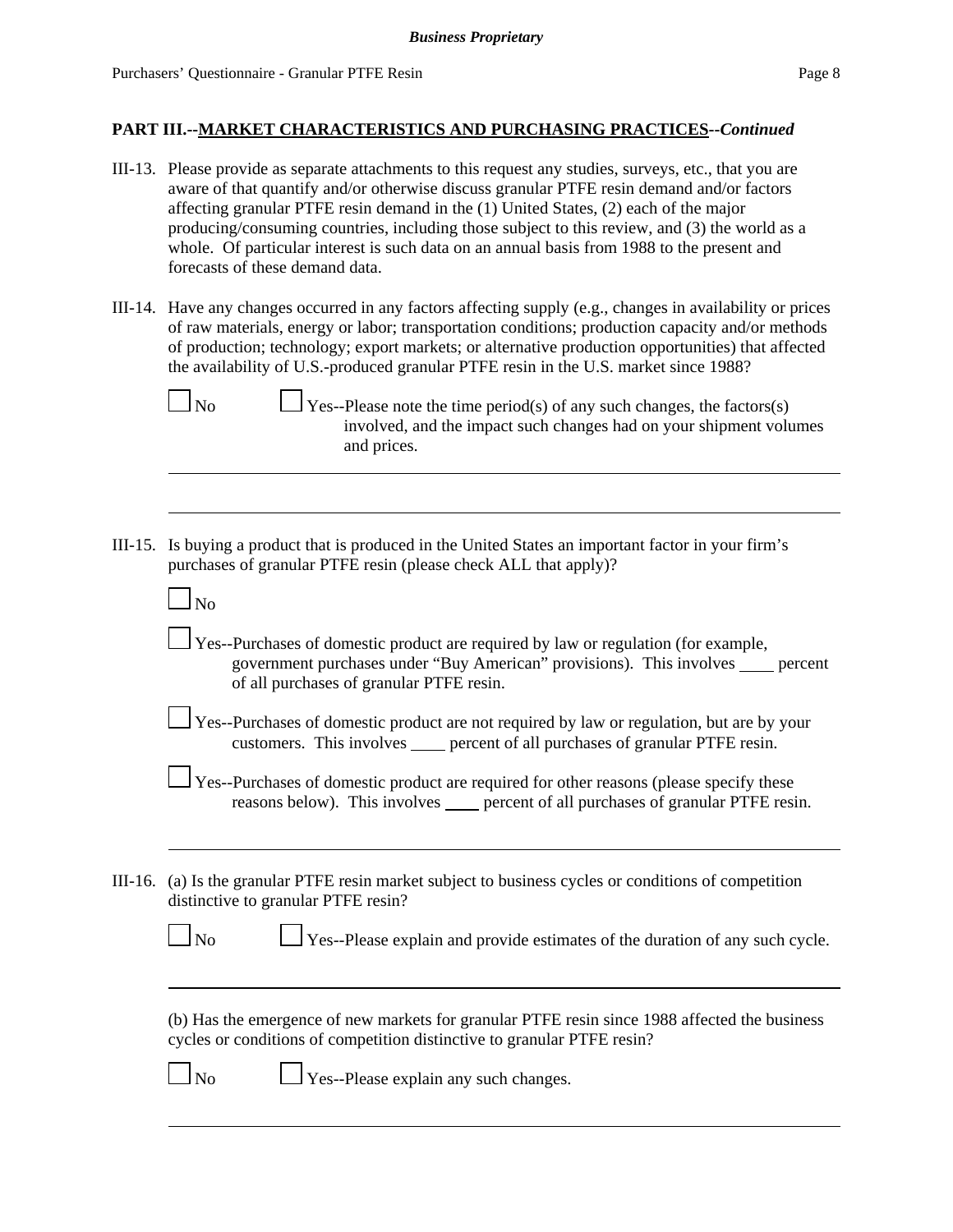**PART III.--MARKET CHARACTERISTICS AND PURCHASING PRACTICES--*Continued***

III-13. Please provide as separate attachments to this request any studies, surveys, etc., that you are aware of that quantify and/or otherwise discuss granular PTFE resin demand and/or factors affecting granular PTFE resin demand in the (1) United States, (2) each of the major producing/consuming countries, including those subject to this review, and (3) the world as a whole. Of particular interest is such data on an annual basis from 1988 to the present and forecasts of these demand data.

III-14. Have any changes occurred in any factors affecting supply (e.g., changes in availability or prices of raw materials, energy or labor; transportation conditions; production capacity and/or methods of production; technology; export markets; or alternative production opportunities) that affected the availability of U.S.-produced granular PTFE resin in the U.S. market since 1988?

☐ No ☐ Yes--Please note the time period(s) of any such changes, the factors(s) involved, and the impact such changes had on your shipment volumes and prices.

___

___

III-15. Is buying a product that is produced in the United States an important factor in your firm's purchases of granular PTFE resin (please check ALL that apply)?

☐ No

☐ Yes--Purchases of domestic product are required by law or regulation (for example, government purchases under "Buy American" provisions). This involves ____ percent of all purchases of granular PTFE resin.

☐ Yes--Purchases of domestic product are not required by law or regulation, but are by your customers. This involves ____ percent of all purchases of granular PTFE resin.

☐ Yes--Purchases of domestic product are required for other reasons (please specify these reasons below). This involves ____ percent of all purchases of granular PTFE resin.

___

III-16. (a) Is the granular PTFE resin market subject to business cycles or conditions of competition distinctive to granular PTFE resin?

☐ No ☐ Yes--Please explain and provide estimates of the duration of any such cycle.

___

(b) Has the emergence of new markets for granular PTFE resin since 1988 affected the business cycles or conditions of competition distinctive to granular PTFE resin?

☐ No ☐ Yes--Please explain any such changes.

___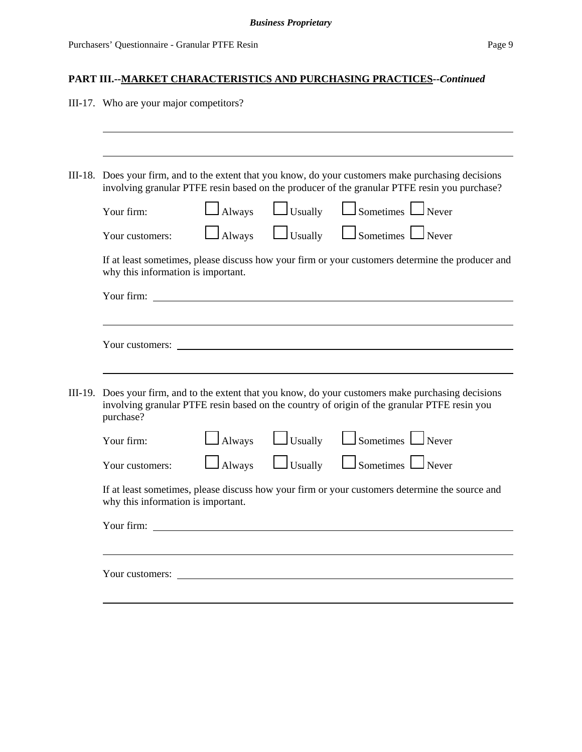## PART III.--MARKET CHARACTERISTICS AND PURCHASING PRACTICES--*Continued*

III-17. Who are your major competitors?

\_\_\_\_\_\_\_\_\_\_\_\_\_\_\_\_\_\_\_\_\_\_\_\_\_\_\_\_\_\_\_\_\_\_\_\_\_\_\_\_\_\_\_\_\_\_\_\_\_\_\_\_\_\_\_\_\_\_\_\_\_\_\_\_

\_\_\_\_\_\_\_\_\_\_\_\_\_\_\_\_\_\_\_\_\_\_\_\_\_\_\_\_\_\_\_\_\_\_\_\_\_\_\_\_\_\_\_\_\_\_\_\_\_\_\_\_\_\_\_\_\_\_\_\_\_\_\_\_

III-18. Does your firm, and to the extent that you know, do your customers make purchasing decisions involving granular PTFE resin based on the producer of the granular PTFE resin you purchase?

| | | | | |
|---|---|---|---|---|
| Your firm: | ☐ Always | ☐ Usually | ☐ Sometimes | ☐ Never |
| Your customers: | ☐ Always | ☐ Usually | ☐ Sometimes | ☐ Never |

If at least sometimes, please discuss how your firm or your customers determine the producer and why this information is important.

Your firm: \_\_\_\_\_\_\_\_\_\_\_\_\_\_\_\_\_\_\_\_\_\_\_\_\_\_\_\_\_\_\_\_\_\_\_\_\_\_\_\_\_\_\_\_\_\_\_\_\_\_\_\_\_\_\_\_

\_\_\_\_\_\_\_\_\_\_\_\_\_\_\_\_\_\_\_\_\_\_\_\_\_\_\_\_\_\_\_\_\_\_\_\_\_\_\_\_\_\_\_\_\_\_\_\_\_\_\_\_\_\_\_\_\_\_\_\_\_\_\_\_

Your customers: \_\_\_\_\_\_\_\_\_\_\_\_\_\_\_\_\_\_\_\_\_\_\_\_\_\_\_\_\_\_\_\_\_\_\_\_\_\_\_\_\_\_\_\_\_\_\_\_\_\_\_

\_\_\_\_\_\_\_\_\_\_\_\_\_\_\_\_\_\_\_\_\_\_\_\_\_\_\_\_\_\_\_\_\_\_\_\_\_\_\_\_\_\_\_\_\_\_\_\_\_\_\_\_\_\_\_\_\_\_\_\_\_\_\_\_

III-19. Does your firm, and to the extent that you know, do your customers make purchasing decisions involving granular PTFE resin based on the country of origin of the granular PTFE resin you purchase?

| | | | | |
|---|---|---|---|---|
| Your firm: | ☐ Always | ☐ Usually | ☐ Sometimes | ☐ Never |
| Your customers: | ☐ Always | ☐ Usually | ☐ Sometimes | ☐ Never |

If at least sometimes, please discuss how your firm or your customers determine the source and why this information is important.

Your firm: \_\_\_\_\_\_\_\_\_\_\_\_\_\_\_\_\_\_\_\_\_\_\_\_\_\_\_\_\_\_\_\_\_\_\_\_\_\_\_\_\_\_\_\_\_\_\_\_\_\_\_\_\_\_\_\_

\_\_\_\_\_\_\_\_\_\_\_\_\_\_\_\_\_\_\_\_\_\_\_\_\_\_\_\_\_\_\_\_\_\_\_\_\_\_\_\_\_\_\_\_\_\_\_\_\_\_\_\_\_\_\_\_\_\_\_\_\_\_\_\_

Your customers: \_\_\_\_\_\_\_\_\_\_\_\_\_\_\_\_\_\_\_\_\_\_\_\_\_\_\_\_\_\_\_\_\_\_\_\_\_\_\_\_\_\_\_\_\_\_\_\_\_\_\_

\_\_\_\_\_\_\_\_\_\_\_\_\_\_\_\_\_\_\_\_\_\_\_\_\_\_\_\_\_\_\_\_\_\_\_\_\_\_\_\_\_\_\_\_\_\_\_\_\_\_\_\_\_\_\_\_\_\_\_\_\_\_\_\_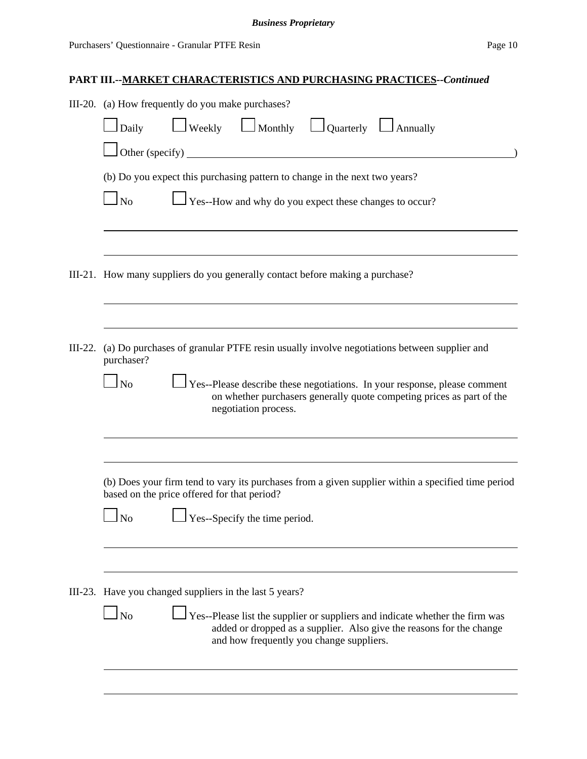## PART III.--MARKET CHARACTERISTICS AND PURCHASING PRACTICES--*Continued*

III-20. (a) How frequently do you make purchases?

☐ Daily ☐ Weekly ☐ Monthly ☐ Quarterly ☐ Annually

☐ Other (specify) ______________________________________________________________)

(b) Do you expect this purchasing pattern to change in the next two years?

☐ No ☐ Yes--How and why do you expect these changes to occur?

______________________________________________________________

______________________________________________________________

III-21. How many suppliers do you generally contact before making a purchase?

______________________________________________________________

______________________________________________________________

III-22. (a) Do purchases of granular PTFE resin usually involve negotiations between supplier and purchaser?

☐ No ☐ Yes--Please describe these negotiations. In your response, please comment on whether purchasers generally quote competing prices as part of the negotiation process.

______________________________________________________________

______________________________________________________________

(b) Does your firm tend to vary its purchases from a given supplier within a specified time period based on the price offered for that period?

☐ No ☐ Yes--Specify the time period.

______________________________________________________________

______________________________________________________________

III-23. Have you changed suppliers in the last 5 years?

☐ No ☐ Yes--Please list the supplier or suppliers and indicate whether the firm was added or dropped as a supplier. Also give the reasons for the change and how frequently you change suppliers.

______________________________________________________________

______________________________________________________________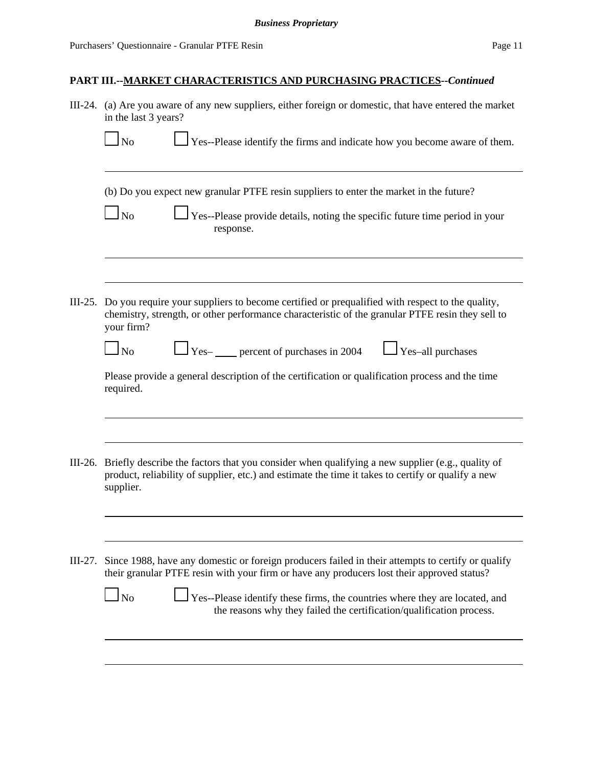## PART III.--MARKET CHARACTERISTICS AND PURCHASING PRACTICES--*Continued*

III-24. (a) Are you aware of any new suppliers, either foreign or domestic, that have entered the market in the last 3 years?

☐ No ☐ Yes--Please identify the firms and indicate how you become aware of them.

---

(b) Do you expect new granular PTFE resin suppliers to enter the market in the future?

☐ No ☐ Yes--Please provide details, noting the specific future time period in your response.

---

---

III-25. Do you require your suppliers to become certified or prequalified with respect to the quality, chemistry, strength, or other performance characteristic of the granular PTFE resin they sell to your firm?

☐ No ☐ Yes– ____ percent of purchases in 2004 ☐ Yes–all purchases

Please provide a general description of the certification or qualification process and the time required.

---

---

III-26. Briefly describe the factors that you consider when qualifying a new supplier (e.g., quality of product, reliability of supplier, etc.) and estimate the time it takes to certify or qualify a new supplier.

---

---

III-27. Since 1988, have any domestic or foreign producers failed in their attempts to certify or qualify their granular PTFE resin with your firm or have any producers lost their approved status?

☐ No ☐ Yes--Please identify these firms, the countries where they are located, and the reasons why they failed the certification/qualification process.

---

---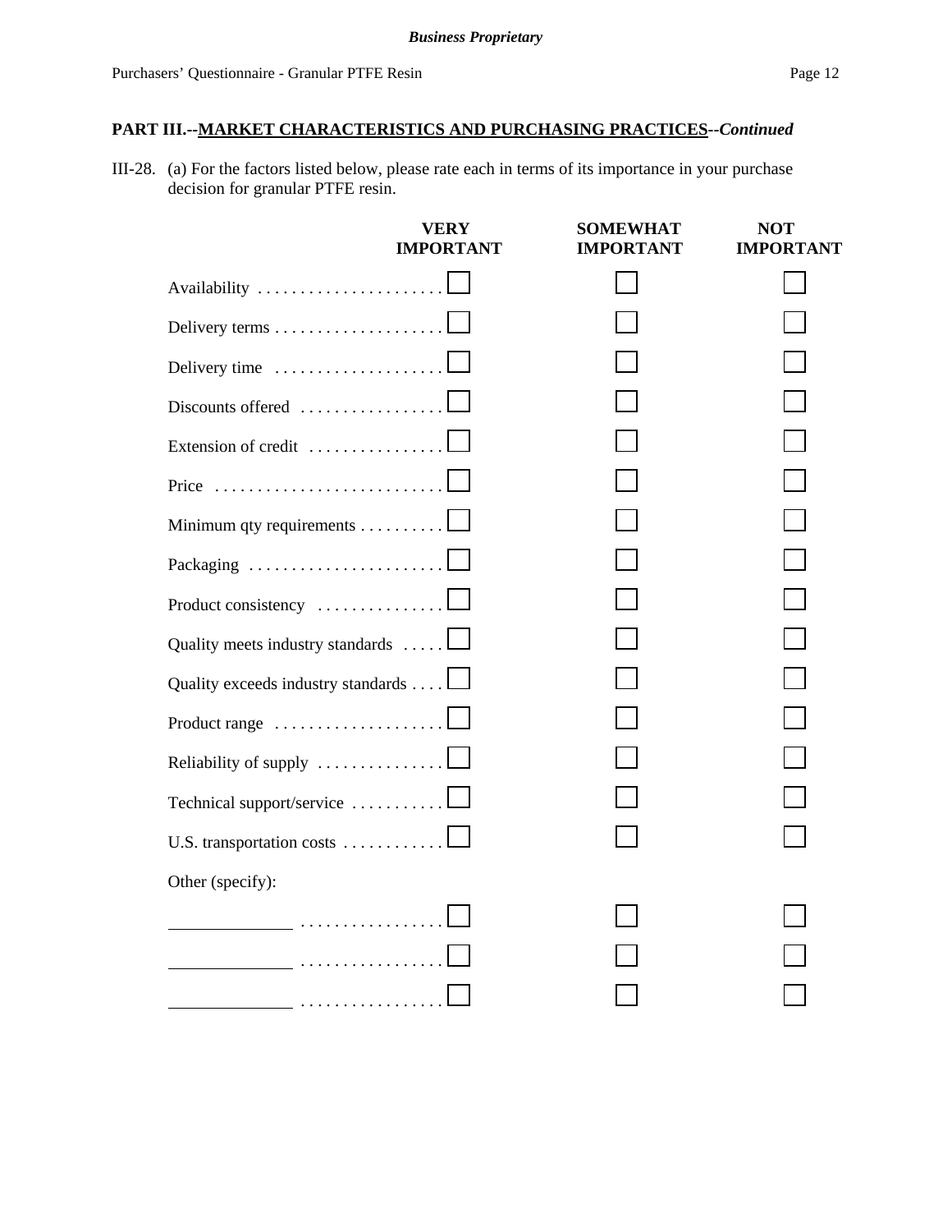*Business Proprietary*

## PART III.--MARKET CHARACTERISTICS AND PURCHASING PRACTICES--*Continued*

III-28. (a) For the factors listed below, please rate each in terms of its importance in your purchase decision for granular PTFE resin.

| | VERY IMPORTANT | SOMEWHAT IMPORTANT | NOT IMPORTANT |
|---|---|---|---|
| Availability | ☐ | ☐ | ☐ |
| Delivery terms | ☐ | ☐ | ☐ |
| Delivery time | ☐ | ☐ | ☐ |
| Discounts offered | ☐ | ☐ | ☐ |
| Extension of credit | ☐ | ☐ | ☐ |
| Price | ☐ | ☐ | ☐ |
| Minimum qty requirements | ☐ | ☐ | ☐ |
| Packaging | ☐ | ☐ | ☐ |
| Product consistency | ☐ | ☐ | ☐ |
| Quality meets industry standards | ☐ | ☐ | ☐ |
| Quality exceeds industry standards | ☐ | ☐ | ☐ |
| Product range | ☐ | ☐ | ☐ |
| Reliability of supply | ☐ | ☐ | ☐ |
| Technical support/service | ☐ | ☐ | ☐ |
| U.S. transportation costs | ☐ | ☐ | ☐ |
| Other (specify): | | | |
| ______________ | ☐ | ☐ | ☐ |
| ______________ | ☐ | ☐ | ☐ |
| ______________ | ☐ | ☐ | ☐ |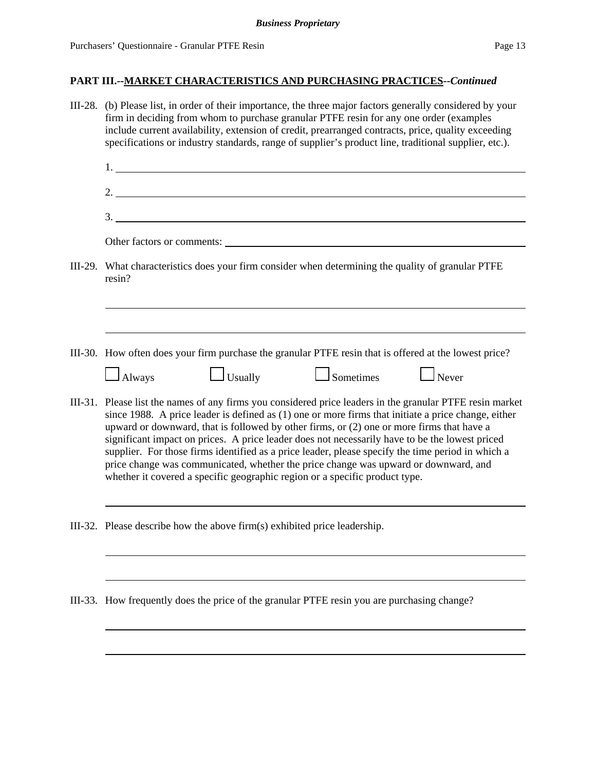**PART III.--MARKET CHARACTERISTICS AND PURCHASING PRACTICES--*Continued***

III-28. (b) Please list, in order of their importance, the three major factors generally considered by your firm in deciding from whom to purchase granular PTFE resin for any one order (examples include current availability, extension of credit, prearranged contracts, price, quality exceeding specifications or industry standards, range of supplier's product line, traditional supplier, etc.).

1. ______________________________

2. ______________________________

3. ______________________________

Other factors or comments: ______________________________

III-29. What characteristics does your firm consider when determining the quality of granular PTFE resin?

______________________________

______________________________

III-30. How often does your firm purchase the granular PTFE resin that is offered at the lowest price?

☐ Always ☐ Usually ☐ Sometimes ☐ Never

III-31. Please list the names of any firms you considered price leaders in the granular PTFE resin market since 1988. A price leader is defined as (1) one or more firms that initiate a price change, either upward or downward, that is followed by other firms, or (2) one or more firms that have a significant impact on prices. A price leader does not necessarily have to be the lowest priced supplier. For those firms identified as a price leader, please specify the time period in which a price change was communicated, whether the price change was upward or downward, and whether it covered a specific geographic region or a specific product type.

______________________________

III-32. Please describe how the above firm(s) exhibited price leadership.

______________________________

______________________________

III-33. How frequently does the price of the granular PTFE resin you are purchasing change?

______________________________

______________________________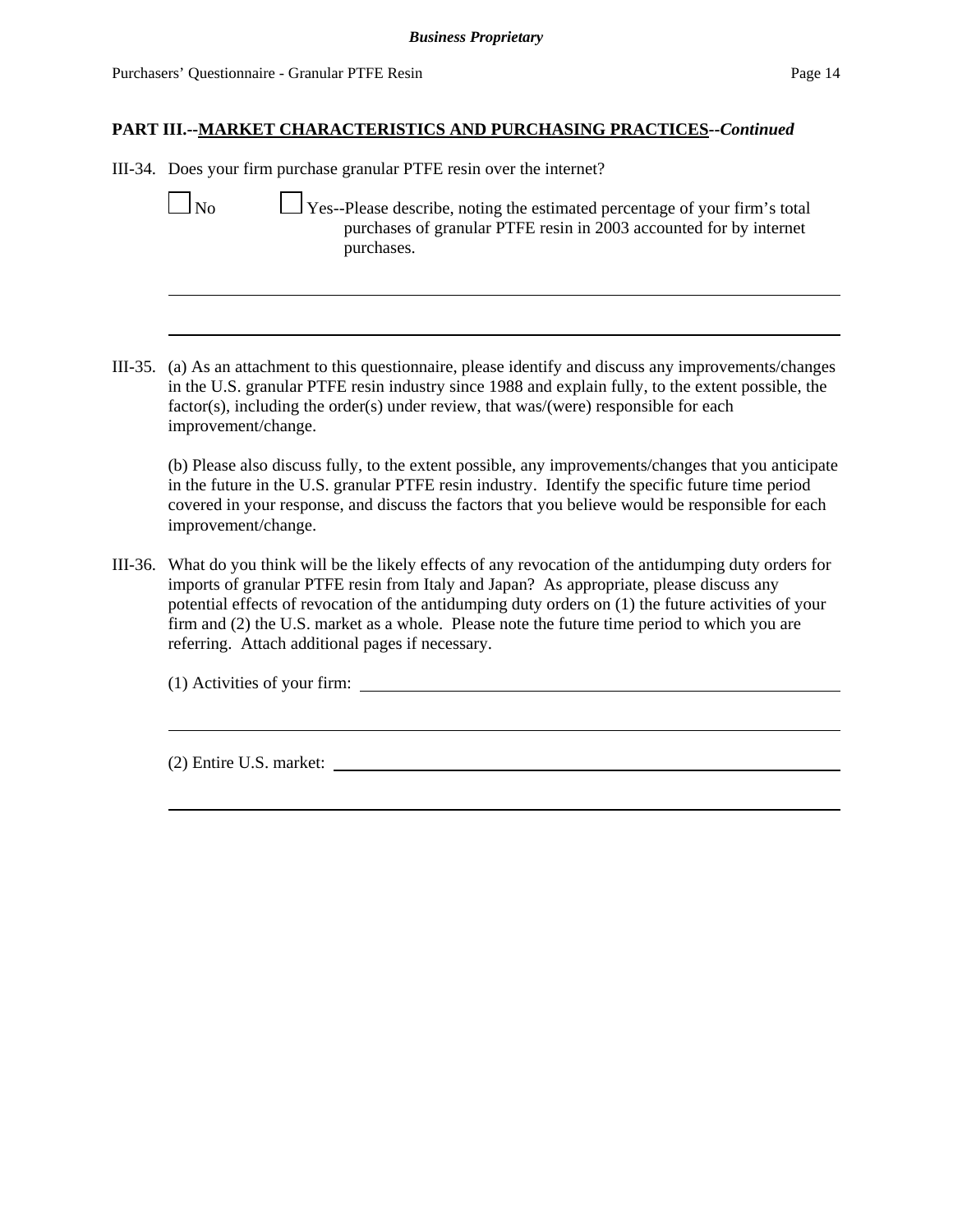## PART III.--MARKET CHARACTERISTICS AND PURCHASING PRACTICES--*Continued*

III-34. Does your firm purchase granular PTFE resin over the internet?

☐ No ☐ Yes--Please describe, noting the estimated percentage of your firm's total purchases of granular PTFE resin in 2003 accounted for by internet purchases.

______________________________________________________________________

______________________________________________________________________

III-35. (a) As an attachment to this questionnaire, please identify and discuss any improvements/changes in the U.S. granular PTFE resin industry since 1988 and explain fully, to the extent possible, the factor(s), including the order(s) under review, that was/(were) responsible for each improvement/change.

(b) Please also discuss fully, to the extent possible, any improvements/changes that you anticipate in the future in the U.S. granular PTFE resin industry. Identify the specific future time period covered in your response, and discuss the factors that you believe would be responsible for each improvement/change.

III-36. What do you think will be the likely effects of any revocation of the antidumping duty orders for imports of granular PTFE resin from Italy and Japan? As appropriate, please discuss any potential effects of revocation of the antidumping duty orders on (1) the future activities of your firm and (2) the U.S. market as a whole. Please note the future time period to which you are referring. Attach additional pages if necessary.

(1) Activities of your firm: ______________________________________________

______________________________________________________________________

(2) Entire U.S. market: _________________________________________________

______________________________________________________________________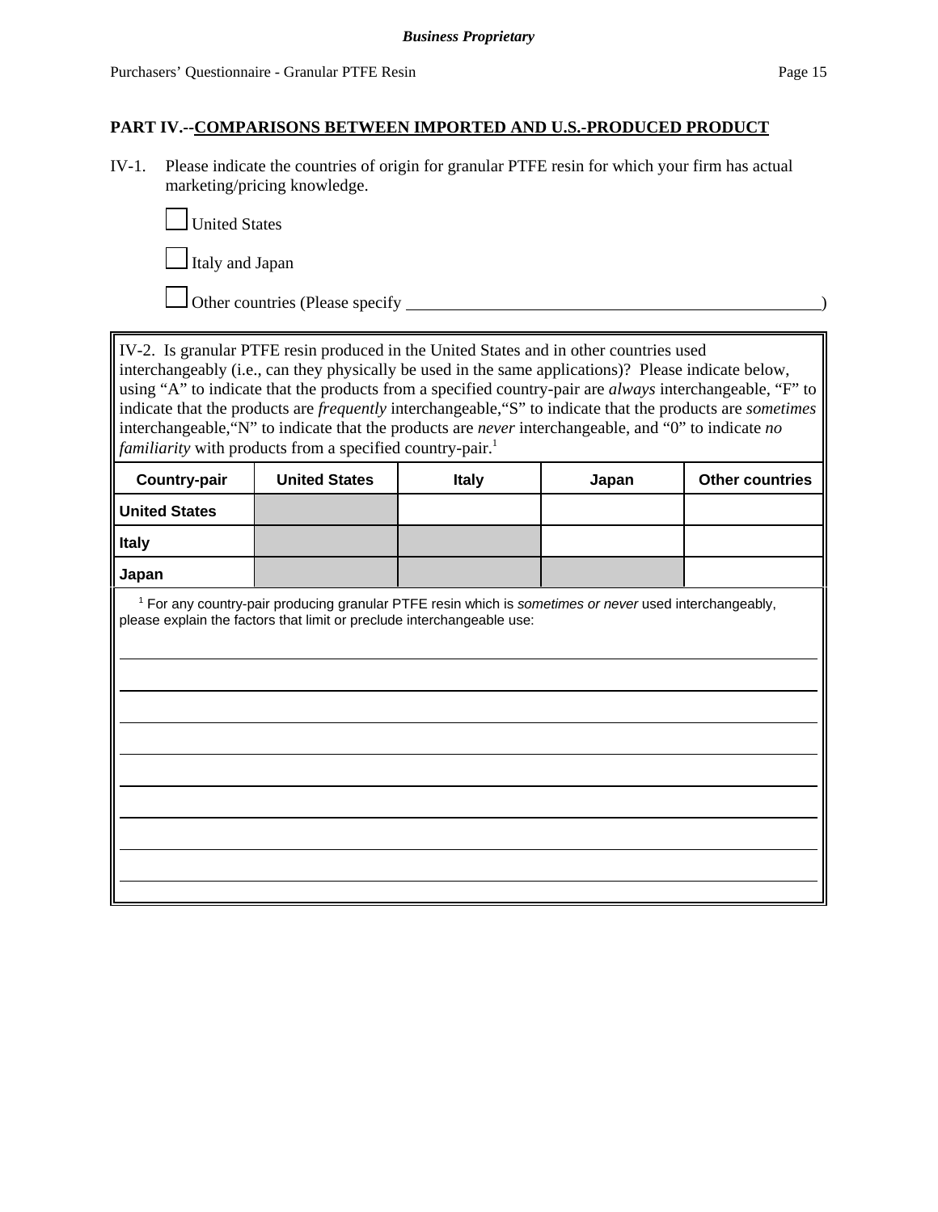**Business Proprietary**

Purchasers' Questionnaire - Granular PTFE Resin

## PART IV.--COMPARISONS BETWEEN IMPORTED AND U.S.-PRODUCED PRODUCT

IV-1. Please indicate the countries of origin for granular PTFE resin for which your firm has actual marketing/pricing knowledge.

☐ United States

☐ Italy and Japan

☐ Other countries (Please specify \_\_\_\_\_\_\_\_\_\_\_\_\_\_\_\_\_\_\_\_\_\_\_\_\_\_\_\_\_\_\_\_\_\_\_\_\_\_\_\_)

IV-2. Is granular PTFE resin produced in the United States and in other countries used interchangeably (i.e., can they physically be used in the same applications)? Please indicate below, using "A" to indicate that the products from a specified country-pair are *always* interchangeable, "F" to indicate that the products are *frequently* interchangeable,"S" to indicate that the products are *sometimes* interchangeable,"N" to indicate that the products are *never* interchangeable, and "0" to indicate *no familiarity* with products from a specified country-pair.[1]

| Country-pair | United States | Italy | Japan | Other countries |
|---|---|---|---|---|
| **United States** | | | | |
| **Italy** | | | | |
| **Japan** | | | | |

[1] For any country-pair producing granular PTFE resin which is *sometimes or never* used interchangeably, please explain the factors that limit or preclude interchangeable use:

\_\_\_\_\_\_\_\_\_\_\_\_\_\_\_\_\_\_\_\_\_\_\_\_\_\_\_\_\_\_\_\_\_\_\_\_\_\_\_\_\_\_\_\_\_\_\_\_\_\_\_\_\_\_\_\_\_\_\_\_\_\_\_\_\_\_\_\_\_\_\_\_

\_\_\_\_\_\_\_\_\_\_\_\_\_\_\_\_\_\_\_\_\_\_\_\_\_\_\_\_\_\_\_\_\_\_\_\_\_\_\_\_\_\_\_\_\_\_\_\_\_\_\_\_\_\_\_\_\_\_\_\_\_\_\_\_\_\_\_\_\_\_\_\_

\_\_\_\_\_\_\_\_\_\_\_\_\_\_\_\_\_\_\_\_\_\_\_\_\_\_\_\_\_\_\_\_\_\_\_\_\_\_\_\_\_\_\_\_\_\_\_\_\_\_\_\_\_\_\_\_\_\_\_\_\_\_\_\_\_\_\_\_\_\_\_\_

\_\_\_\_\_\_\_\_\_\_\_\_\_\_\_\_\_\_\_\_\_\_\_\_\_\_\_\_\_\_\_\_\_\_\_\_\_\_\_\_\_\_\_\_\_\_\_\_\_\_\_\_\_\_\_\_\_\_\_\_\_\_\_\_\_\_\_\_\_\_\_\_

\_\_\_\_\_\_\_\_\_\_\_\_\_\_\_\_\_\_\_\_\_\_\_\_\_\_\_\_\_\_\_\_\_\_\_\_\_\_\_\_\_\_\_\_\_\_\_\_\_\_\_\_\_\_\_\_\_\_\_\_\_\_\_\_\_\_\_\_\_\_\_\_

\_\_\_\_\_\_\_\_\_\_\_\_\_\_\_\_\_\_\_\_\_\_\_\_\_\_\_\_\_\_\_\_\_\_\_\_\_\_\_\_\_\_\_\_\_\_\_\_\_\_\_\_\_\_\_\_\_\_\_\_\_\_\_\_\_\_\_\_\_\_\_\_

\_\_\_\_\_\_\_\_\_\_\_\_\_\_\_\_\_\_\_\_\_\_\_\_\_\_\_\_\_\_\_\_\_\_\_\_\_\_\_\_\_\_\_\_\_\_\_\_\_\_\_\_\_\_\_\_\_\_\_\_\_\_\_\_\_\_\_\_\_\_\_\_

\_\_\_\_\_\_\_\_\_\_\_\_\_\_\_\_\_\_\_\_\_\_\_\_\_\_\_\_\_\_\_\_\_\_\_\_\_\_\_\_\_\_\_\_\_\_\_\_\_\_\_\_\_\_\_\_\_\_\_\_\_\_\_\_\_\_\_\_\_\_\_\_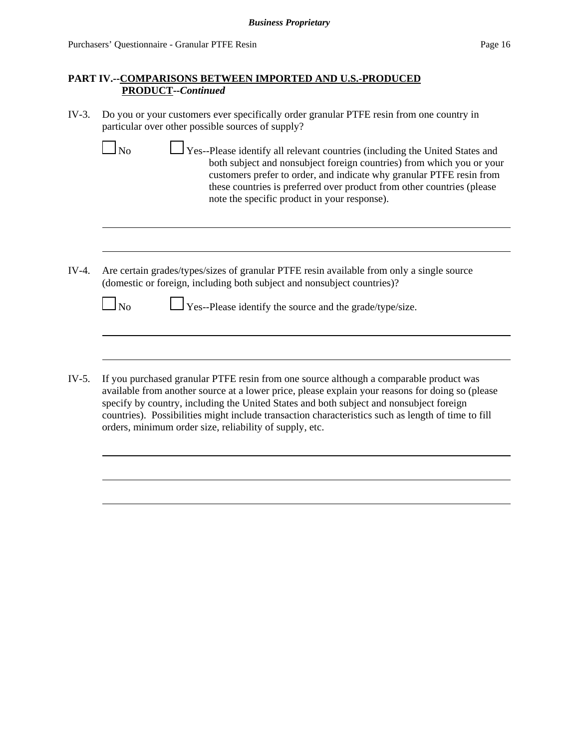## PART IV.--COMPARISONS BETWEEN IMPORTED AND U.S.-PRODUCED PRODUCT--*Continued*

IV-3. Do you or your customers ever specifically order granular PTFE resin from one country in particular over other possible sources of supply?

☐ No ☐ Yes--Please identify all relevant countries (including the United States and both subject and nonsubject foreign countries) from which you or your customers prefer to order, and indicate why granular PTFE resin from these countries is preferred over product from other countries (please note the specific product in your response).

IV-4. Are certain grades/types/sizes of granular PTFE resin available from only a single source (domestic or foreign, including both subject and nonsubject countries)?

☐ No ☐ Yes--Please identify the source and the grade/type/size.

IV-5. If you purchased granular PTFE resin from one source although a comparable product was available from another source at a lower price, please explain your reasons for doing so (please specify by country, including the United States and both subject and nonsubject foreign countries). Possibilities might include transaction characteristics such as length of time to fill orders, minimum order size, reliability of supply, etc.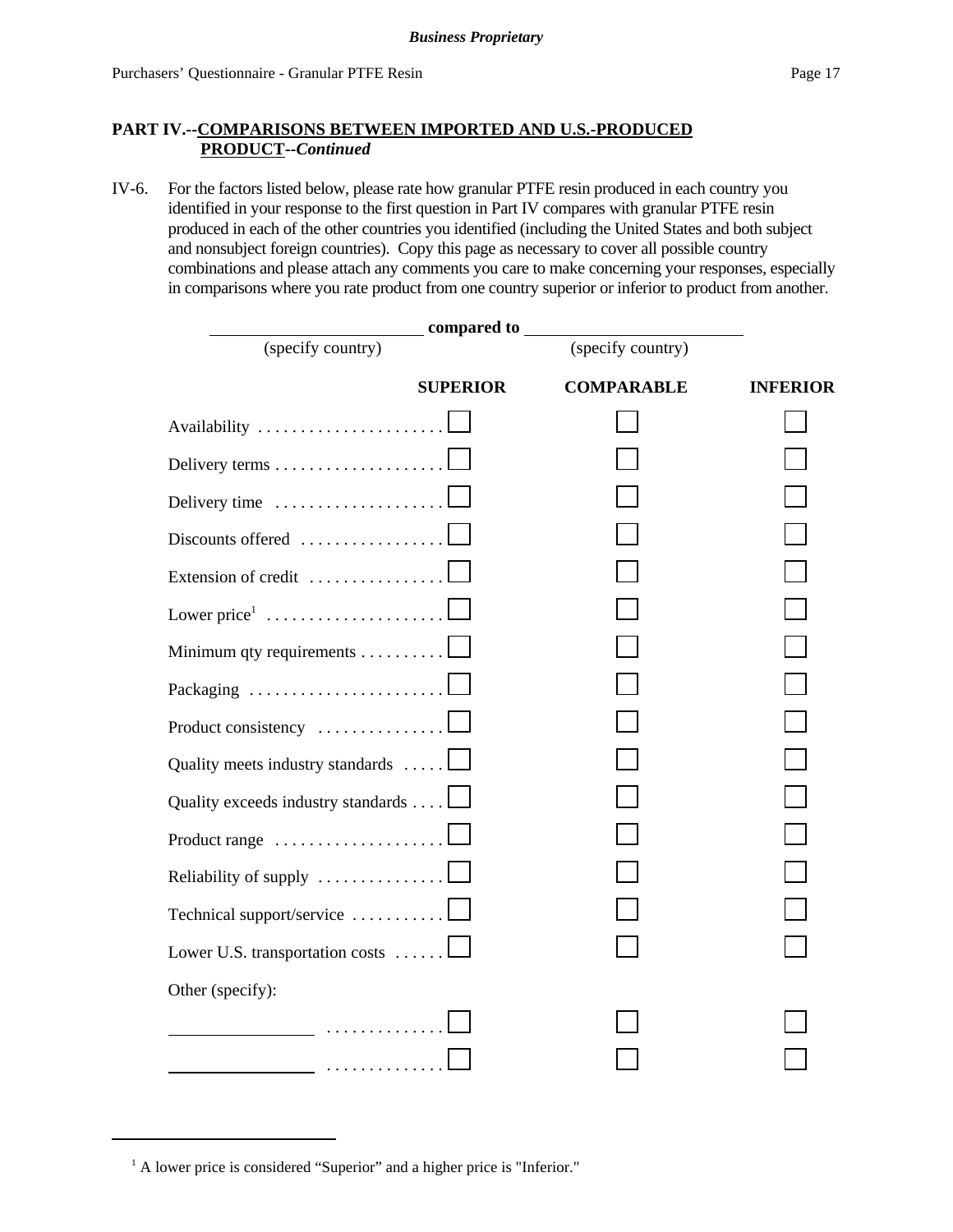## PART IV.--COMPARISONS BETWEEN IMPORTED AND U.S.-PRODUCED PRODUCT--*Continued*

IV-6. For the factors listed below, please rate how granular PTFE resin produced in each country you identified in your response to the first question in Part IV compares with granular PTFE resin produced in each of the other countries you identified (including the United States and both subject and nonsubject foreign countries). Copy this page as necessary to cover all possible country combinations and please attach any comments you care to make concerning your responses, especially in comparisons where you rate product from one country superior or inferior to product from another.

______________________ **compared to** ______________________
(specify country) (specify country)

| | SUPERIOR | COMPARABLE | INFERIOR |
|---|---|---|---|
| Availability | ☐ | ☐ | ☐ |
| Delivery terms | ☐ | ☐ | ☐ |
| Delivery time | ☐ | ☐ | ☐ |
| Discounts offered | ☐ | ☐ | ☐ |
| Extension of credit | ☐ | ☐ | ☐ |
| Lower price[1] | ☐ | ☐ | ☐ |
| Minimum qty requirements | ☐ | ☐ | ☐ |
| Packaging | ☐ | ☐ | ☐ |
| Product consistency | ☐ | ☐ | ☐ |
| Quality meets industry standards | ☐ | ☐ | ☐ |
| Quality exceeds industry standards | ☐ | ☐ | ☐ |
| Product range | ☐ | ☐ | ☐ |
| Reliability of supply | ☐ | ☐ | ☐ |
| Technical support/service | ☐ | ☐ | ☐ |
| Lower U.S. transportation costs | ☐ | ☐ | ☐ |
| Other (specify): | | | |
| ______________ | ☐ | ☐ | ☐ |
| ______________ | ☐ | ☐ | ☐ |

[1] A lower price is considered "Superior" and a higher price is "Inferior."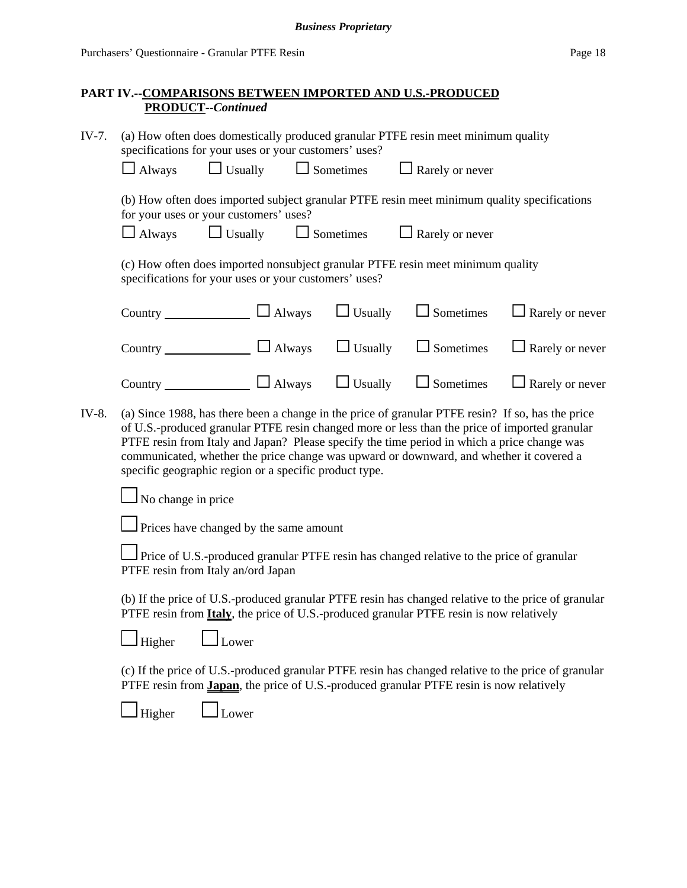## PART IV.--COMPARISONS BETWEEN IMPORTED AND U.S.-PRODUCED PRODUCT--*Continued*

IV-7. (a) How often does domestically produced granular PTFE resin meet minimum quality specifications for your uses or your customers' uses?

☐ Always ☐ Usually ☐ Sometimes ☐ Rarely or never

(b) How often does imported subject granular PTFE resin meet minimum quality specifications for your uses or your customers' uses?

☐ Always ☐ Usually ☐ Sometimes ☐ Rarely or never

(c) How often does imported nonsubject granular PTFE resin meet minimum quality specifications for your uses or your customers' uses?

Country ______________ ☐ Always ☐ Usually ☐ Sometimes ☐ Rarely or never

Country ______________ ☐ Always ☐ Usually ☐ Sometimes ☐ Rarely or never

Country ______________ ☐ Always ☐ Usually ☐ Sometimes ☐ Rarely or never

IV-8. (a) Since 1988, has there been a change in the price of granular PTFE resin? If so, has the price of U.S.-produced granular PTFE resin changed more or less than the price of imported granular PTFE resin from Italy and Japan? Please specify the time period in which a price change was communicated, whether the price change was upward or downward, and whether it covered a specific geographic region or a specific product type.

☐ No change in price

☐ Prices have changed by the same amount

☐ Price of U.S.-produced granular PTFE resin has changed relative to the price of granular PTFE resin from Italy an/ord Japan

(b) If the price of U.S.-produced granular PTFE resin has changed relative to the price of granular PTFE resin from **Italy**, the price of U.S.-produced granular PTFE resin is now relatively

☐ Higher ☐ Lower

(c) If the price of U.S.-produced granular PTFE resin has changed relative to the price of granular PTFE resin from **Japan**, the price of U.S.-produced granular PTFE resin is now relatively

☐ Higher ☐ Lower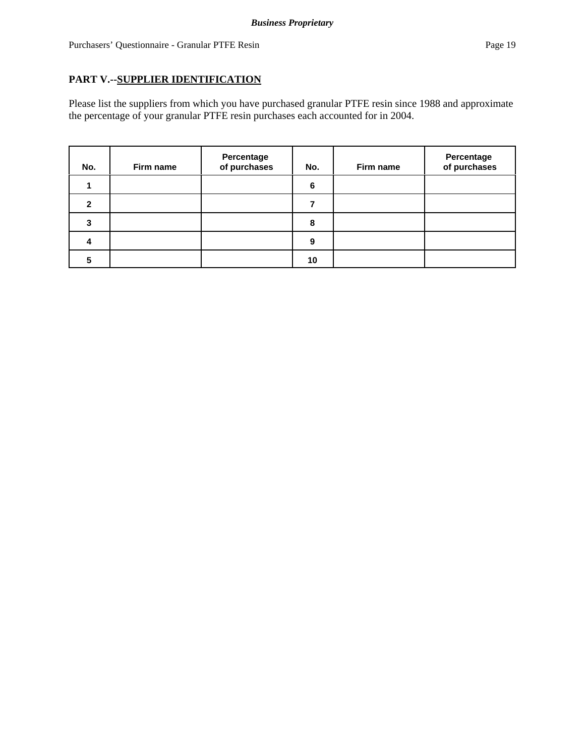## PART V.--SUPPLIER IDENTIFICATION

Please list the suppliers from which you have purchased granular PTFE resin since 1988 and approximate the percentage of your granular PTFE resin purchases each accounted for in 2004.

| No. | Firm name | Percentage of purchases | No. | Firm name | Percentage of purchases |
|---|---|---|---|---|---|
| 1 | | | 6 | | |
| 2 | | | 7 | | |
| 3 | | | 8 | | |
| 4 | | | 9 | | |
| 5 | | | 10 | | |